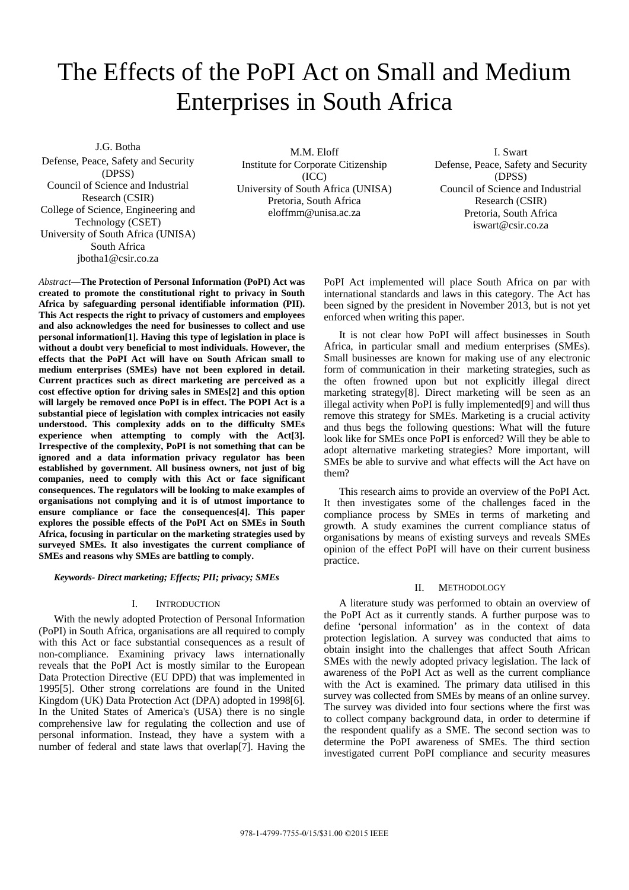# The Effects of the PoPI Act on Small and Medium Enterprises in South Africa

J.G. Botha
Defense, Peace, Safety and Security (DPSS)
Council of Science and Industrial Research (CSIR)
College of Science, Engineering and Technology (CSET)
University of South Africa (UNISA)
South Africa
jbotha1@csir.co.za

M.M. Eloff
Institute for Corporate Citizenship (ICC)
University of South Africa (UNISA)
Pretoria, South Africa
eloffmm@unisa.ac.za

I. Swart
Defense, Peace, Safety and Security (DPSS)
Council of Science and Industrial Research (CSIR)
Pretoria, South Africa
iswart@csir.co.za

*Abstract*—**The Protection of Personal Information (PoPI) Act was created to promote the constitutional right to privacy in South Africa by safeguarding personal identifiable information (PII). This Act respects the right to privacy of customers and employees and also acknowledges the need for businesses to collect and use personal information[1]. Having this type of legislation in place is without a doubt very beneficial to most individuals. However, the effects that the PoPI Act will have on South African small to medium enterprises (SMEs) have not been explored in detail. Current practices such as direct marketing are perceived as a cost effective option for driving sales in SMEs[2] and this option will largely be removed once PoPI is in effect. The POPI Act is a substantial piece of legislation with complex intricacies not easily understood. This complexity adds on to the difficulty SMEs experience when attempting to comply with the Act[3]. Irrespective of the complexity, PoPI is not something that can be ignored and a data information privacy regulator has been established by government. All business owners, not just of big companies, need to comply with this Act or face significant consequences. The regulators will be looking to make examples of organisations not complying and it is of utmost importance to ensure compliance or face the consequences[4]. This paper explores the possible effects of the PoPI Act on SMEs in South Africa, focusing in particular on the marketing strategies used by surveyed SMEs. It also investigates the current compliance of SMEs and reasons why SMEs are battling to comply.**

***Keywords- Direct marketing; Effects; PII; privacy; SMEs***

## I. Introduction

With the newly adopted Protection of Personal Information (PoPI) in South Africa, organisations are all required to comply with this Act or face substantial consequences as a result of non-compliance. Examining privacy laws internationally reveals that the PoPI Act is mostly similar to the European Data Protection Directive (EU DPD) that was implemented in 1995[5]. Other strong correlations are found in the United Kingdom (UK) Data Protection Act (DPA) adopted in 1998[6]. In the United States of America's (USA) there is no single comprehensive law for regulating the collection and use of personal information. Instead, they have a system with a number of federal and state laws that overlap[7]. Having the PoPI Act implemented will place South Africa on par with international standards and laws in this category. The Act has been signed by the president in November 2013, but is not yet enforced when writing this paper.

It is not clear how PoPI will affect businesses in South Africa, in particular small and medium enterprises (SMEs). Small businesses are known for making use of any electronic form of communication in their marketing strategies, such as the often frowned upon but not explicitly illegal direct marketing strategy[8]. Direct marketing will be seen as an illegal activity when PoPI is fully implemented[9] and will thus remove this strategy for SMEs. Marketing is a crucial activity and thus begs the following questions: What will the future look like for SMEs once PoPI is enforced? Will they be able to adopt alternative marketing strategies? More important, will SMEs be able to survive and what effects will the Act have on them?

This research aims to provide an overview of the PoPI Act. It then investigates some of the challenges faced in the compliance process by SMEs in terms of marketing and growth. A study examines the current compliance status of organisations by means of existing surveys and reveals SMEs opinion of the effect PoPI will have on their current business practice.

## II. Methodology

A literature study was performed to obtain an overview of the PoPI Act as it currently stands. A further purpose was to define 'personal information' as in the context of data protection legislation. A survey was conducted that aims to obtain insight into the challenges that affect South African SMEs with the newly adopted privacy legislation. The lack of awareness of the PoPI Act as well as the current compliance with the Act is examined. The primary data utilised in this survey was collected from SMEs by means of an online survey. The survey was divided into four sections where the first was to collect company background data, in order to determine if the respondent qualify as a SME. The second section was to determine the PoPI awareness of SMEs. The third section investigated current PoPI compliance and security measures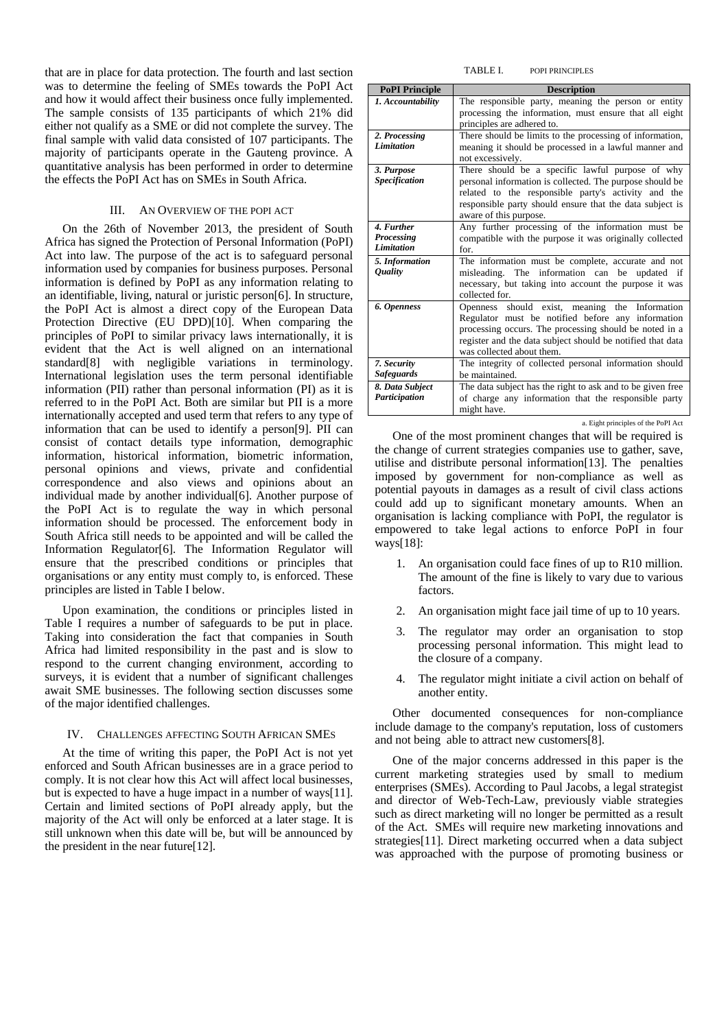that are in place for data protection. The fourth and last section was to determine the feeling of SMEs towards the PoPI Act and how it would affect their business once fully implemented. The sample consists of 135 participants of which 21% did either not qualify as a SME or did not complete the survey. The final sample with valid data consisted of 107 participants. The majority of participants operate in the Gauteng province. A quantitative analysis has been performed in order to determine the effects the PoPI Act has on SMEs in South Africa.

## III. An Overview of the POPI Act

On the 26th of November 2013, the president of South Africa has signed the Protection of Personal Information (PoPI) Act into law. The purpose of the act is to safeguard personal information used by companies for business purposes. Personal information is defined by PoPI as any information relating to an identifiable, living, natural or juristic person[6]. In structure, the PoPI Act is almost a direct copy of the European Data Protection Directive (EU DPD)[10]. When comparing the principles of PoPI to similar privacy laws internationally, it is evident that the Act is well aligned on an international standard[8] with negligible variations in terminology. International legislation uses the term personal identifiable information (PII) rather than personal information (PI) as it is referred to in the PoPI Act. Both are similar but PII is a more internationally accepted and used term that refers to any type of information that can be used to identify a person[9]. PII can consist of contact details type information, demographic information, historical information, biometric information, personal opinions and views, private and confidential correspondence and also views and opinions about an individual made by another individual[6]. Another purpose of the PoPI Act is to regulate the way in which personal information should be processed. The enforcement body in South Africa still needs to be appointed and will be called the Information Regulator[6]. The Information Regulator will ensure that the prescribed conditions or principles that organisations or any entity must comply to, is enforced. These principles are listed in Table I below.

TABLE I. POPI PRINCIPLES

| PoPI Principle | Description |
| --- | --- |
| ***1. Accountability*** | The responsible party, meaning the person or entity processing the information, must ensure that all eight principles are adhered to. |
| ***2. Processing Limitation*** | There should be limits to the processing of information, meaning it should be processed in a lawful manner and not excessively. |
| ***3. Purpose Specification*** | There should be a specific lawful purpose of why personal information is collected. The purpose should be related to the responsible party's activity and the responsible party should ensure that the data subject is aware of this purpose. |
| ***4. Further Processing Limitation*** | Any further processing of the information must be compatible with the purpose it was originally collected for. |
| ***5. Information Quality*** | The information must be complete, accurate and not misleading. The information can be updated if necessary, but taking into account the purpose it was collected for. |
| ***6. Openness*** | Openness should exist, meaning the Information Regulator must be notified before any information processing occurs. The processing should be noted in a register and the data subject should be notified that data was collected about them. |
| ***7. Security Safeguards*** | The integrity of collected personal information should be maintained. |
| ***8. Data Subject Participation*** | The data subject has the right to ask and to be given free of charge any information that the responsible party might have. |

a. Eight principles of the PoPI Act

Upon examination, the conditions or principles listed in Table I requires a number of safeguards to be put in place. Taking into consideration the fact that companies in South Africa had limited responsibility in the past and is slow to respond to the current changing environment, according to surveys, it is evident that a number of significant challenges await SME businesses. The following section discusses some of the major identified challenges.

## IV. Challenges Affecting South African SMEs

At the time of writing this paper, the PoPI Act is not yet enforced and South African businesses are in a grace period to comply. It is not clear how this Act will affect local businesses, but is expected to have a huge impact in a number of ways[11]. Certain and limited sections of PoPI already apply, but the majority of the Act will only be enforced at a later stage. It is still unknown when this date will be, but will be announced by the president in the near future[12].

One of the most prominent changes that will be required is the change of current strategies companies use to gather, save, utilise and distribute personal information[13]. The penalties imposed by government for non-compliance as well as potential payouts in damages as a result of civil class actions could add up to significant monetary amounts. When an organisation is lacking compliance with PoPI, the regulator is empowered to take legal actions to enforce PoPI in four ways[18]:

1. An organisation could face fines of up to R10 million. The amount of the fine is likely to vary due to various factors.
2. An organisation might face jail time of up to 10 years.
3. The regulator may order an organisation to stop processing personal information. This might lead to the closure of a company.
4. The regulator might initiate a civil action on behalf of another entity.

Other documented consequences for non-compliance include damage to the company's reputation, loss of customers and not being able to attract new customers[8].

One of the major concerns addressed in this paper is the current marketing strategies used by small to medium enterprises (SMEs). According to Paul Jacobs, a legal strategist and director of Web-Tech-Law, previously viable strategies such as direct marketing will no longer be permitted as a result of the Act. SMEs will require new marketing innovations and strategies[11]. Direct marketing occurred when a data subject was approached with the purpose of promoting business or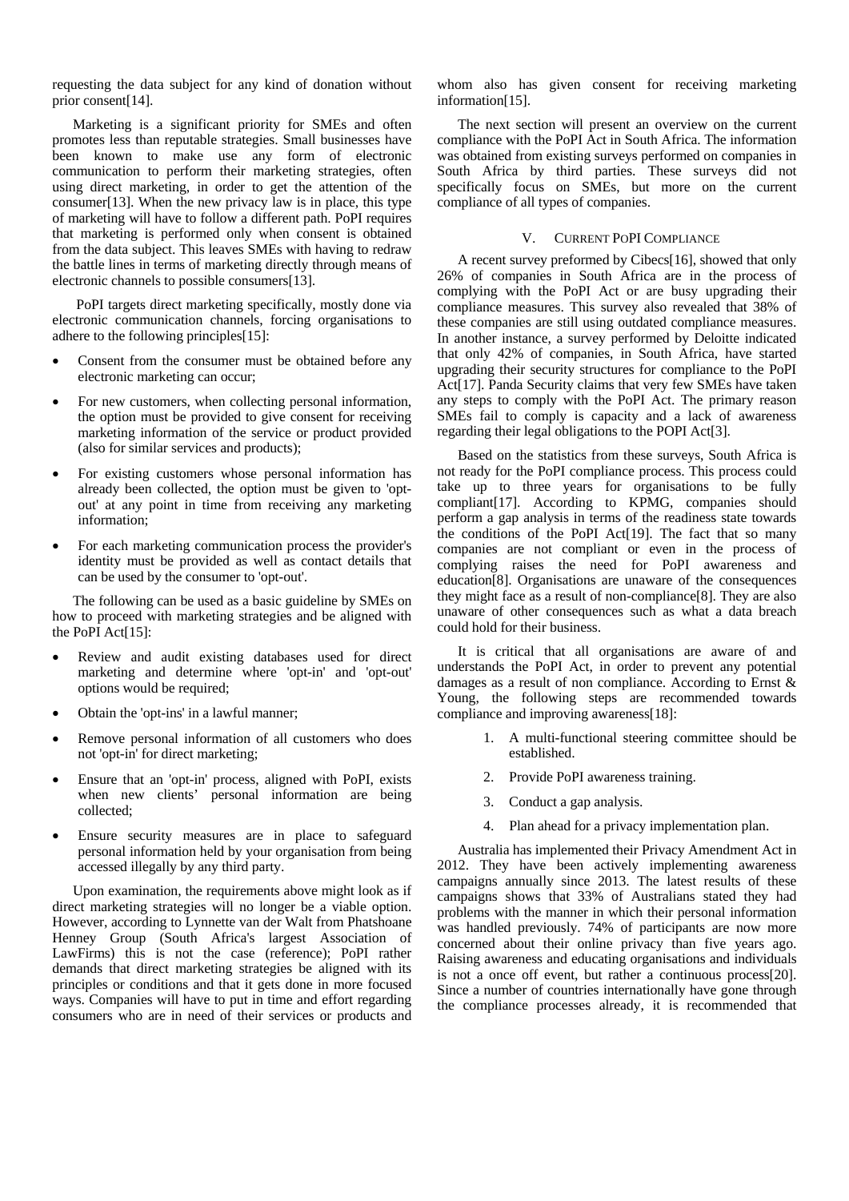requesting the data subject for any kind of donation without prior consent[14].

Marketing is a significant priority for SMEs and often promotes less than reputable strategies. Small businesses have been known to make use any form of electronic communication to perform their marketing strategies, often using direct marketing, in order to get the attention of the consumer[13]. When the new privacy law is in place, this type of marketing will have to follow a different path. PoPI requires that marketing is performed only when consent is obtained from the data subject. This leaves SMEs with having to redraw the battle lines in terms of marketing directly through means of electronic channels to possible consumers[13].

PoPI targets direct marketing specifically, mostly done via electronic communication channels, forcing organisations to adhere to the following principles[15]:

- Consent from the consumer must be obtained before any electronic marketing can occur;
- For new customers, when collecting personal information, the option must be provided to give consent for receiving marketing information of the service or product provided (also for similar services and products);
- For existing customers whose personal information has already been collected, the option must be given to 'opt-out' at any point in time from receiving any marketing information;
- For each marketing communication process the provider's identity must be provided as well as contact details that can be used by the consumer to 'opt-out'.

The following can be used as a basic guideline by SMEs on how to proceed with marketing strategies and be aligned with the PoPI Act[15]:

- Review and audit existing databases used for direct marketing and determine where 'opt-in' and 'opt-out' options would be required;
- Obtain the 'opt-ins' in a lawful manner;
- Remove personal information of all customers who does not 'opt-in' for direct marketing;
- Ensure that an 'opt-in' process, aligned with PoPI, exists when new clients' personal information are being collected;
- Ensure security measures are in place to safeguard personal information held by your organisation from being accessed illegally by any third party.

Upon examination, the requirements above might look as if direct marketing strategies will no longer be a viable option. However, according to Lynnette van der Walt from Phatshoane Henney Group (South Africa's largest Association of LawFirms) this is not the case (reference); PoPI rather demands that direct marketing strategies be aligned with its principles or conditions and that it gets done in more focused ways. Companies will have to put in time and effort regarding consumers who are in need of their services or products and whom also has given consent for receiving marketing information[15].

The next section will present an overview on the current compliance with the PoPI Act in South Africa. The information was obtained from existing surveys performed on companies in South Africa by third parties. These surveys did not specifically focus on SMEs, but more on the current compliance of all types of companies.

## V. Current PoPI Compliance

A recent survey preformed by Cibecs[16], showed that only 26% of companies in South Africa are in the process of complying with the PoPI Act or are busy upgrading their compliance measures. This survey also revealed that 38% of these companies are still using outdated compliance measures. In another instance, a survey performed by Deloitte indicated that only 42% of companies, in South Africa, have started upgrading their security structures for compliance to the PoPI Act[17]. Panda Security claims that very few SMEs have taken any steps to comply with the PoPI Act. The primary reason SMEs fail to comply is capacity and a lack of awareness regarding their legal obligations to the POPI Act[3].

Based on the statistics from these surveys, South Africa is not ready for the PoPI compliance process. This process could take up to three years for organisations to be fully compliant[17]. According to KPMG, companies should perform a gap analysis in terms of the readiness state towards the conditions of the PoPI Act[19]. The fact that so many companies are not compliant or even in the process of complying raises the need for PoPI awareness and education[8]. Organisations are unaware of the consequences they might face as a result of non-compliance[8]. They are also unaware of other consequences such as what a data breach could hold for their business.

It is critical that all organisations are aware of and understands the PoPI Act, in order to prevent any potential damages as a result of non compliance. According to Ernst & Young, the following steps are recommended towards compliance and improving awareness[18]:

1. A multi-functional steering committee should be established.
2. Provide PoPI awareness training.
3. Conduct a gap analysis.
4. Plan ahead for a privacy implementation plan.

Australia has implemented their Privacy Amendment Act in 2012. They have been actively implementing awareness campaigns annually since 2013. The latest results of these campaigns shows that 33% of Australians stated they had problems with the manner in which their personal information was handled previously. 74% of participants are now more concerned about their online privacy than five years ago. Raising awareness and educating organisations and individuals is not a once off event, but rather a continuous process[20]. Since a number of countries internationally have gone through the compliance processes already, it is recommended that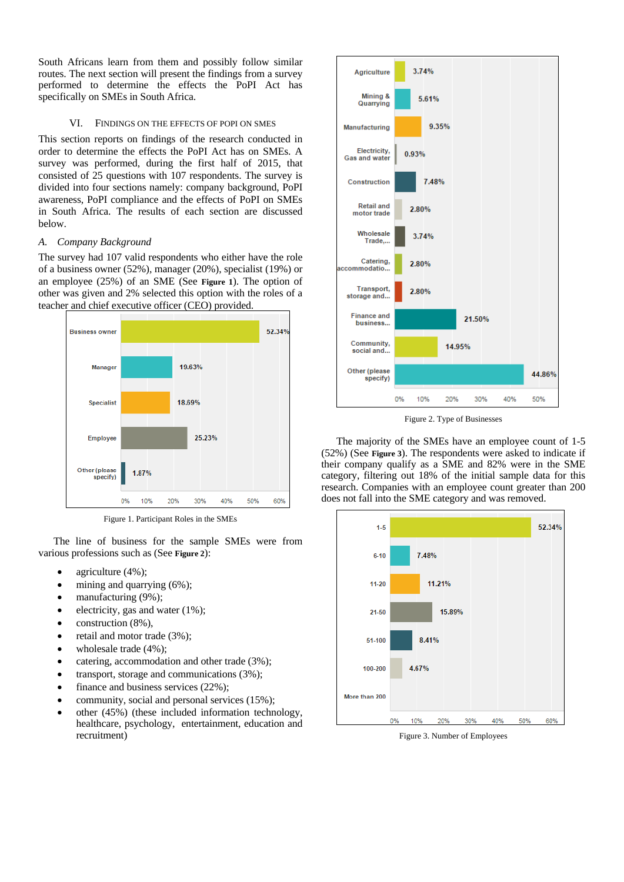South Africans learn from them and possibly follow similar routes. The next section will present the findings from a survey performed to determine the effects the PoPI Act has specifically on SMEs in South Africa.

## VI. Findings on the Effects of PoPI on SMEs

This section reports on findings of the research conducted in order to determine the effects the PoPI Act has on SMEs. A survey was performed, during the first half of 2015, that consisted of 25 questions with 107 respondents. The survey is divided into four sections namely: company background, PoPI awareness, PoPI compliance and the effects of PoPI on SMEs in South Africa. The results of each section are discussed below.

### *A. Company Background*

The survey had 107 valid respondents who either have the role of a business owner (52%), manager (20%), specialist (19%) or an employee (25%) of an SME (See **Figure 1**). The option of other was given and 2% selected this option with the roles of a teacher and chief executive officer (CEO) provided.

| Role | Percentage |
| --- | --- |
| Business owner | 52.34% |
| Manager | 19.63% |
| Specialist | 18.69% |
| Employee | 25.23% |
| Other (please specify) | 1.87% |

Figure 1. Participant Roles in the SMEs

The line of business for the sample SMEs were from various professions such as (See **Figure 2**):

- agriculture (4%);
- mining and quarrying (6%);
- manufacturing (9%);
- electricity, gas and water (1%);
- construction (8%),
- retail and motor trade (3%);
- wholesale trade (4%);
- catering, accommodation and other trade (3%);
- transport, storage and communications (3%);
- finance and business services (22%);
- community, social and personal services (15%);
- other (45%) (these included information technology, healthcare, psychology, entertainment, education and recruitment)

| Type of Business | Percentage |
| --- | --- |
| Agriculture | 3.74% |
| Mining & Quarrying | 5.61% |
| Manufacturing | 9.35% |
| Electricity, Gas and water | 0.93% |
| Construction | 7.48% |
| Retail and motor trade | 2.80% |
| Wholesale Trade,... | 3.74% |
| Catering, accommodatio... | 2.80% |
| Transport, storage and... | 2.80% |
| Finance and business... | 21.50% |
| Community, social and... | 14.95% |
| Other (please specify) | 44.86% |

Figure 2. Type of Businesses

The majority of the SMEs have an employee count of 1-5 (52%) (See **Figure 3**). The respondents were asked to indicate if their company qualify as a SME and 82% were in the SME category, filtering out 18% of the initial sample data for this research. Companies with an employee count greater than 200 does not fall into the SME category and was removed.

| Number of Employees | Percentage |
| --- | --- |
| 1-5 | 52.34% |
| 6-10 | 7.48% |
| 11-20 | 11.21% |
| 21-50 | 15.89% |
| 51-100 | 8.41% |
| 100-200 | 4.67% |
| More than 200 | |

Figure 3. Number of Employees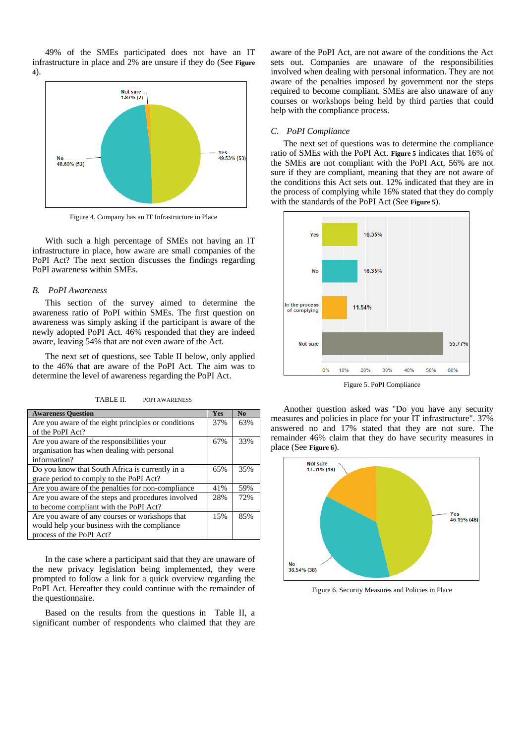49% of the SMEs participated does not have an IT infrastructure in place and 2% are unsure if they do (See **Figure 4**).

Figure 4. Company has an IT Infrastructure in Place

With such a high percentage of SMEs not having an IT infrastructure in place, how aware are small companies of the PoPI Act? The next section discusses the findings regarding PoPI awareness within SMEs.

### *B. PoPI Awareness*

This section of the survey aimed to determine the awareness ratio of PoPI within SMEs. The first question on awareness was simply asking if the participant is aware of the newly adopted PoPI Act. 46% responded that they are indeed aware, leaving 54% that are not even aware of the Act.

The next set of questions, see Table II below, only applied to the 46% that are aware of the PoPI Act. The aim was to determine the level of awareness regarding the PoPI Act.

TABLE II. POPI AWARENESS

| Awareness Question | Yes | No |
|---|---|---|
| Are you aware of the eight principles or conditions of the PoPI Act? | 37% | 63% |
| Are you aware of the responsibilities your organisation has when dealing with personal information? | 67% | 33% |
| Do you know that South Africa is currently in a grace period to comply to the PoPI Act? | 65% | 35% |
| Are you aware of the penalties for non-compliance | 41% | 59% |
| Are you aware of the steps and procedures involved to become compliant with the PoPI Act? | 28% | 72% |
| Are you aware of any courses or workshops that would help your business with the compliance process of the PoPI Act? | 15% | 85% |

In the case where a participant said that they are unaware of the new privacy legislation being implemented, they were prompted to follow a link for a quick overview regarding the PoPI Act. Hereafter they could continue with the remainder of the questionnaire.

Based on the results from the questions in Table II, a significant number of respondents who claimed that they are aware of the PoPI Act, are not aware of the conditions the Act sets out. Companies are unaware of the responsibilities involved when dealing with personal information. They are not aware of the penalties imposed by government nor the steps required to become compliant. SMEs are also unaware of any courses or workshops being held by third parties that could help with the compliance process.

### *C. PoPI Compliance*

The next set of questions was to determine the compliance ratio of SMEs with the PoPI Act. **Figure 5** indicates that 16% of the SMEs are not compliant with the PoPI Act, 56% are not sure if they are compliant, meaning that they are not aware of the conditions this Act sets out. 12% indicated that they are in the process of complying while 16% stated that they do comply with the standards of the PoPI Act (See **Figure 5**).

Figure 5. PoPI Compliance

Another question asked was "Do you have any security measures and policies in place for your IT infrastructure". 37% answered no and 17% stated that they are not sure. The remainder 46% claim that they do have security measures in place (See **Figure 6**).

Figure 6. Security Measures and Policies in Place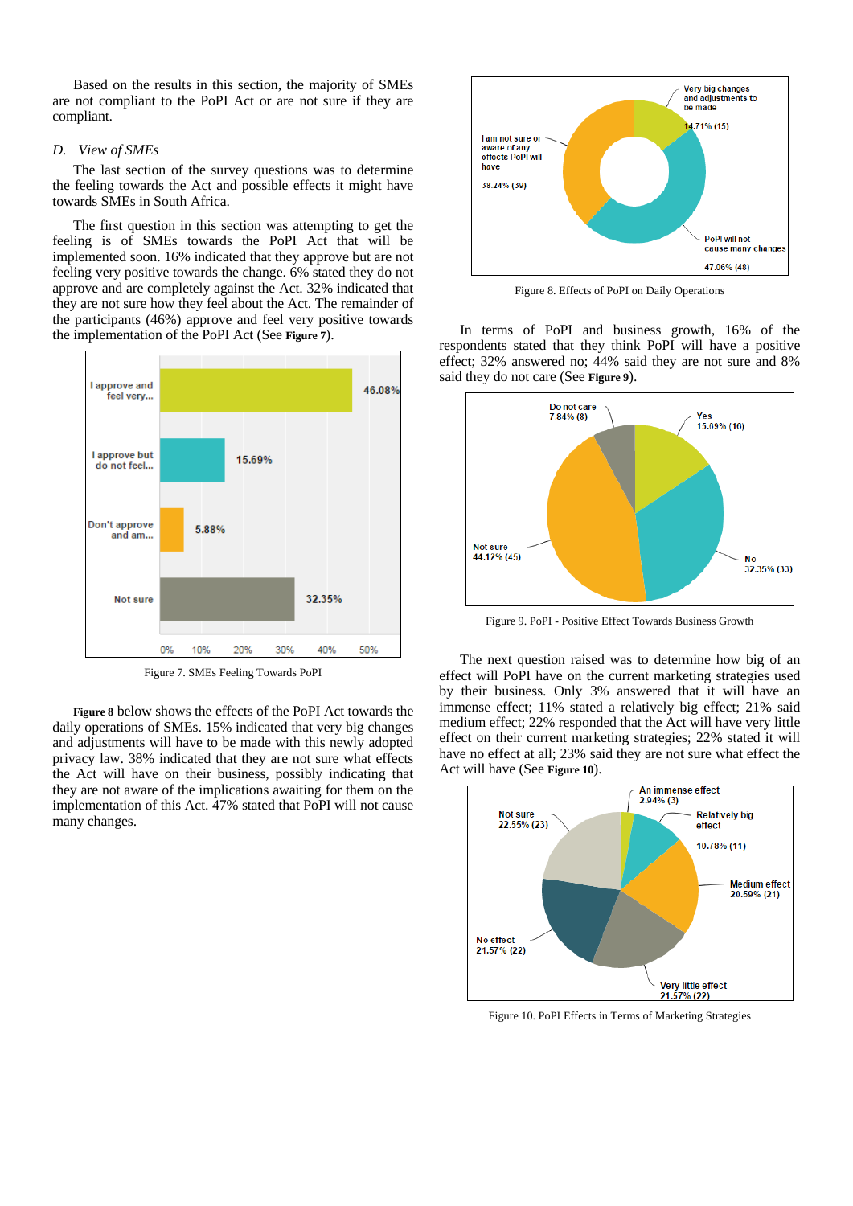Based on the results in this section, the majority of SMEs are not compliant to the PoPI Act or are not sure if they are compliant.

### D. View of SMEs

The last section of the survey questions was to determine the feeling towards the Act and possible effects it might have towards SMEs in South Africa.

The first question in this section was attempting to get the feeling is of SMEs towards the PoPI Act that will be implemented soon. 16% indicated that they approve but are not feeling very positive towards the change. 6% stated they do not approve and are completely against the Act. 32% indicated that they are not sure how they feel about the Act. The remainder of the participants (46%) approve and feel very positive towards the implementation of the PoPI Act (See **Figure 7**).

Figure 7. SMEs Feeling Towards PoPI

**Figure 8** below shows the effects of the PoPI Act towards the daily operations of SMEs. 15% indicated that very big changes and adjustments will have to be made with this newly adopted privacy law. 38% indicated that they are not sure what effects the Act will have on their business, possibly indicating that they are not aware of the implications awaiting for them on the implementation of this Act. 47% stated that PoPI will not cause many changes.

Figure 8. Effects of PoPI on Daily Operations

In terms of PoPI and business growth, 16% of the respondents stated that they think PoPI will have a positive effect; 32% answered no; 44% said they are not sure and 8% said they do not care (See **Figure 9**).

Figure 9. PoPI - Positive Effect Towards Business Growth

The next question raised was to determine how big of an effect will PoPI have on the current marketing strategies used by their business. Only 3% answered that it will have an immense effect; 11% stated a relatively big effect; 21% said medium effect; 22% responded that the Act will have very little effect on their current marketing strategies; 22% stated it will have no effect at all; 23% said they are not sure what effect the Act will have (See **Figure 10**).

Figure 10. PoPI Effects in Terms of Marketing Strategies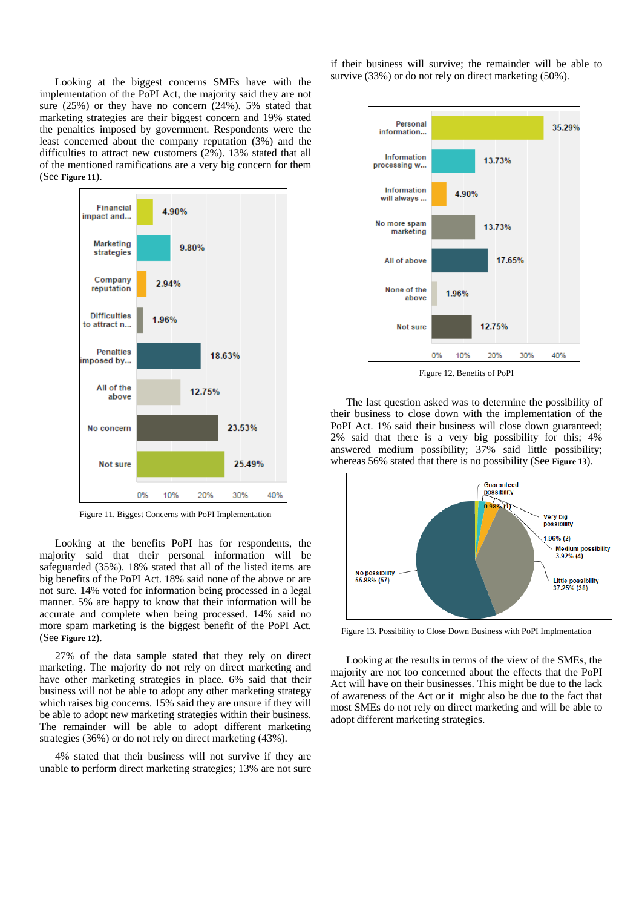Looking at the biggest concerns SMEs have with the implementation of the PoPI Act, the majority said they are not sure (25%) or they have no concern (24%). 5% stated that marketing strategies are their biggest concern and 19% stated the penalties imposed by government. Respondents were the least concerned about the company reputation (3%) and the difficulties to attract new customers (2%). 13% stated that all of the mentioned ramifications are a very big concern for them (See **Figure 11**).

| Concern | Percentage |
|---|---|
| Financial impact and... | 4.90% |
| Marketing strategies | 9.80% |
| Company reputation | 2.94% |
| Difficulties to attract n... | 1.96% |
| Penalties imposed by... | 18.63% |
| All of the above | 12.75% |
| No concern | 23.53% |
| Not sure | 25.49% |

Figure 11. Biggest Concerns with PoPI Implementation

Looking at the benefits PoPI has for respondents, the majority said that their personal information will be safeguarded (35%). 18% stated that all of the listed items are big benefits of the PoPI Act. 18% said none of the above or are not sure. 14% voted for information being processed in a legal manner. 5% are happy to know that their information will be accurate and complete when being processed. 14% said no more spam marketing is the biggest benefit of the PoPI Act. (See **Figure 12**).

27% of the data sample stated that they rely on direct marketing. The majority do not rely on direct marketing and have other marketing strategies in place. 6% said that their business will not be able to adopt any other marketing strategy which raises big concerns. 15% said they are unsure if they will be able to adopt new marketing strategies within their business. The remainder will be able to adopt different marketing strategies (36%) or do not rely on direct marketing (43%).

4% stated that their business will not survive if they are unable to perform direct marketing strategies; 13% are not sure if their business will survive; the remainder will be able to survive (33%) or do not rely on direct marketing (50%).

| Benefit | Percentage |
|---|---|
| Personal information... | 35.29% |
| Information processing w... | 13.73% |
| Information will always ... | 4.90% |
| No more spam marketing | 13.73% |
| All of above | 17.65% |
| None of the above | 1.96% |
| Not sure | 12.75% |

Figure 12. Benefits of PoPI

The last question asked was to determine the possibility of their business to close down with the implementation of the PoPI Act. 1% said their business will close down guaranteed; 2% said that there is a very big possibility for this; 4% answered medium possibility; 37% said little possibility; whereas 56% stated that there is no possibility (See **Figure 13**).

| Possibility | Percentage (n) |
|---|---|
| Guaranteed possibility | 0.98% (1) |
| Very big possibility | 1.96% (2) |
| Medium possibility | 3.92% (4) |
| Little possibility | 37.25% (38) |
| No possibility | 55.88% (57) |

Figure 13. Possibility to Close Down Business with PoPI Implmentation

Looking at the results in terms of the view of the SMEs, the majority are not too concerned about the effects that the PoPI Act will have on their businesses. This might be due to the lack of awareness of the Act or it might also be due to the fact that most SMEs do not rely on direct marketing and will be able to adopt different marketing strategies.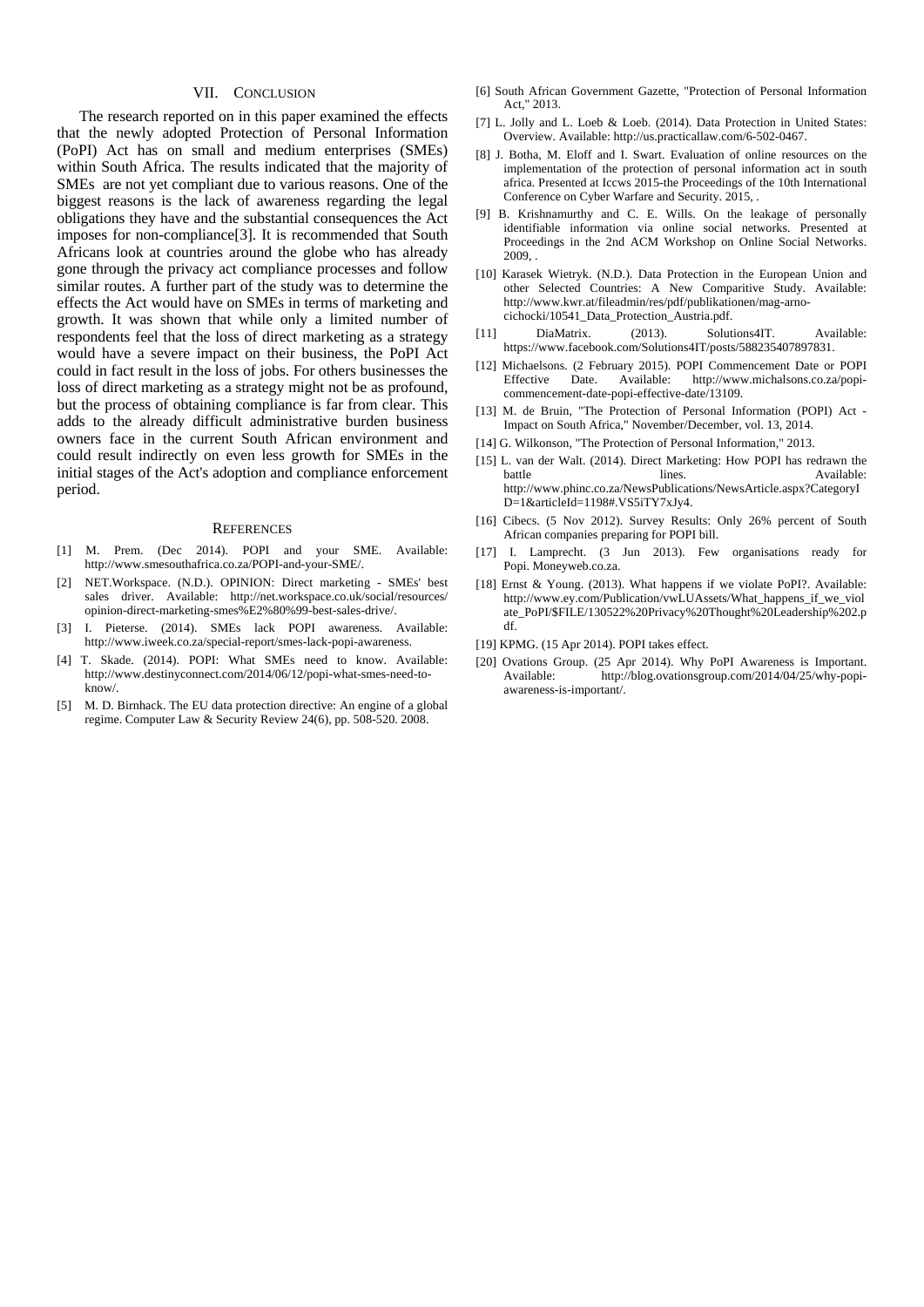## VII. Conclusion

The research reported on in this paper examined the effects that the newly adopted Protection of Personal Information (PoPI) Act has on small and medium enterprises (SMEs) within South Africa. The results indicated that the majority of SMEs are not yet compliant due to various reasons. One of the biggest reasons is the lack of awareness regarding the legal obligations they have and the substantial consequences the Act imposes for non-compliance[3]. It is recommended that South Africans look at countries around the globe who has already gone through the privacy act compliance processes and follow similar routes. A further part of the study was to determine the effects the Act would have on SMEs in terms of marketing and growth. It was shown that while only a limited number of respondents feel that the loss of direct marketing as a strategy would have a severe impact on their business, the PoPI Act could in fact result in the loss of jobs. For others businesses the loss of direct marketing as a strategy might not be as profound, but the process of obtaining compliance is far from clear. This adds to the already difficult administrative burden business owners face in the current South African environment and could result indirectly on even less growth for SMEs in the initial stages of the Act's adoption and compliance enforcement period.

## References

[1] M. Prem. (Dec 2014). POPI and your SME. Available: http://www.smesouthafrica.co.za/POPI-and-your-SME/.

[2] NET.Workspace. (N.D.). OPINION: Direct marketing - SMEs' best sales driver. Available: http://net.workspace.co.uk/social/resources/opinion-direct-marketing-smes%E2%80%99-best-sales-drive/.

[3] I. Pieterse. (2014). SMEs lack POPI awareness. Available: http://www.iweek.co.za/special-report/smes-lack-popi-awareness.

[4] T. Skade. (2014). POPI: What SMEs need to know. Available: http://www.destinyconnect.com/2014/06/12/popi-what-smes-need-to-know/.

[5] M. D. Birnhack. The EU data protection directive: An engine of a global regime. Computer Law & Security Review 24(6), pp. 508-520. 2008.

[6] South African Government Gazette, "Protection of Personal Information Act," 2013.

[7] L. Jolly and L. Loeb & Loeb. (2014). Data Protection in United States: Overview. Available: http://us.practicallaw.com/6-502-0467.

[8] J. Botha, M. Eloff and I. Swart. Evaluation of online resources on the implementation of the protection of personal information act in south africa. Presented at Iccws 2015-the Proceedings of the 10th International Conference on Cyber Warfare and Security. 2015, .

[9] B. Krishnamurthy and C. E. Wills. On the leakage of personally identifiable information via online social networks. Presented at Proceedings in the 2nd ACM Workshop on Online Social Networks. 2009, .

[10] Karasek Wietryk. (N.D.). Data Protection in the European Union and other Selected Countries: A New Comparitive Study. Available: http://www.kwr.at/fileadmin/res/pdf/publikationen/mag-arno-cichocki/10541_Data_Protection_Austria.pdf.

[11] DiaMatrix. (2013). Solutions4IT. Available: https://www.facebook.com/Solutions4IT/posts/588235407897831.

[12] Michaelsons. (2 February 2015). POPI Commencement Date or POPI Effective Date. Available: http://www.michalsons.co.za/popi-commencement-date-popi-effective-date/13109.

[13] M. de Bruin, "The Protection of Personal Information (POPI) Act - Impact on South Africa," November/December, vol. 13, 2014.

[14] G. Wilkonson, "The Protection of Personal Information," 2013.

[15] L. van der Walt. (2014). Direct Marketing: How POPI has redrawn the battle lines. Available: http://www.phinc.co.za/NewsPublications/NewsArticle.aspx?CategoryID=1&articleId=1198#.VS5iTY7xJy4.

[16] Cibecs. (5 Nov 2012). Survey Results: Only 26% percent of South African companies preparing for POPI bill.

[17] I. Lamprecht. (3 Jun 2013). Few organisations ready for Popi. Moneyweb.co.za.

[18] Ernst & Young. (2013). What happens if we violate PoPI?. Available: http://www.ey.com/Publication/vwLUAssets/What_happens_if_we_violate_PoPI/$FILE/130522%20Privacy%20Thought%20Leadership%202.pdf.

[19] KPMG. (15 Apr 2014). POPI takes effect.

[20] Ovations Group. (25 Apr 2014). Why PoPI Awareness is Important. Available: http://blog.ovationsgroup.com/2014/04/25/why-popi-awareness-is-important/.